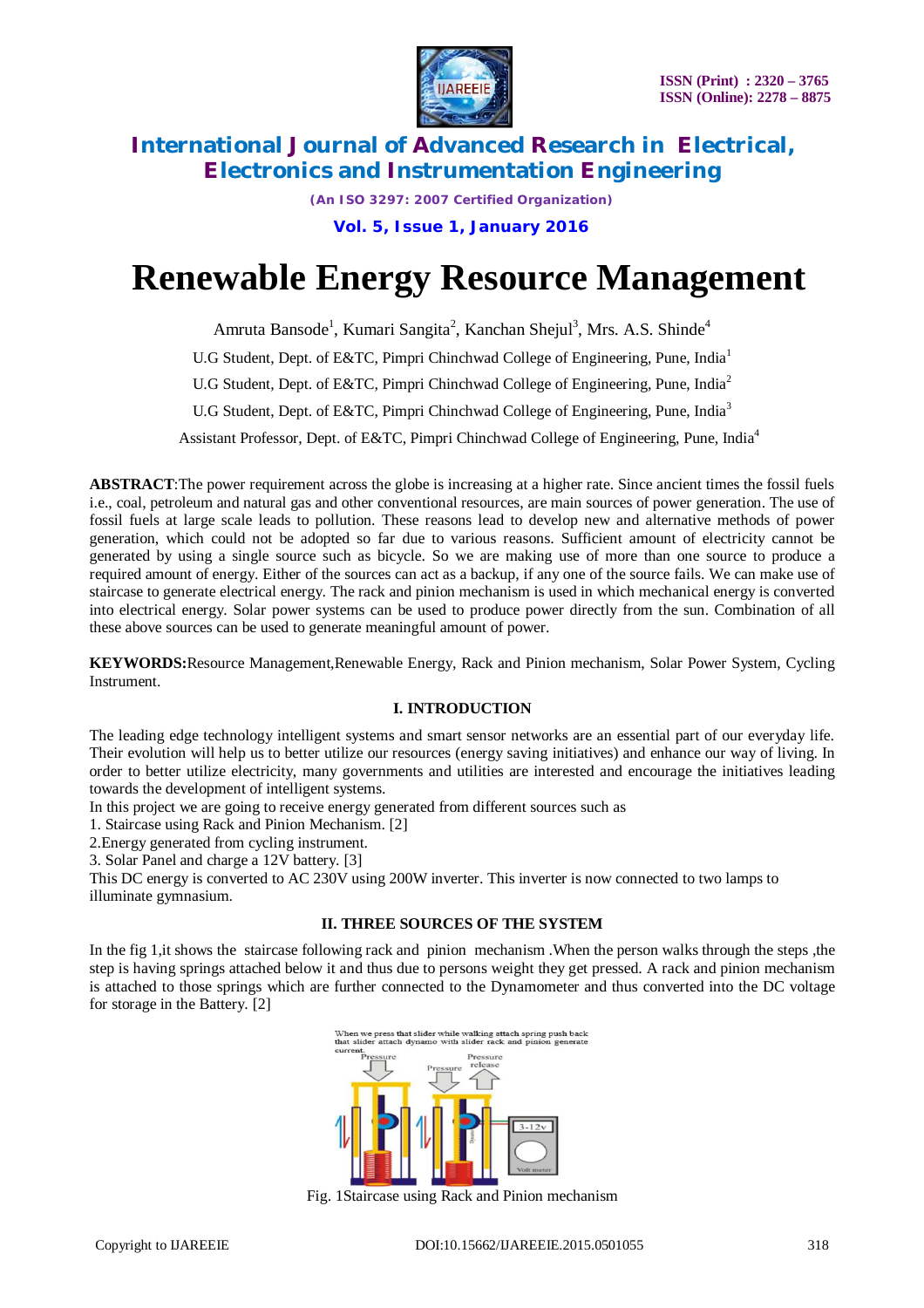# Renewable Energy Resource Management

Amruta Bansode[1], Kumari Sangita[2], Kanchan Shejul[3], Mrs. A.S. Shinde[4]

U.G Student, Dept. of E&TC, Pimpri Chinchwad College of Engineering, Pune, India[1]

U.G Student, Dept. of E&TC, Pimpri Chinchwad College of Engineering, Pune, India[2]

U.G Student, Dept. of E&TC, Pimpri Chinchwad College of Engineering, Pune, India[3]

Assistant Professor, Dept. of E&TC, Pimpri Chinchwad College of Engineering, Pune, India[4]

**ABSTRACT**:The power requirement across the globe is increasing at a higher rate. Since ancient times the fossil fuels i.e., coal, petroleum and natural gas and other conventional resources, are main sources of power generation. The use of fossil fuels at large scale leads to pollution. These reasons lead to develop new and alternative methods of power generation, which could not be adopted so far due to various reasons. Sufficient amount of electricity cannot be generated by using a single source such as bicycle. So we are making use of more than one source to produce a required amount of energy. Either of the sources can act as a backup, if any one of the source fails. We can make use of staircase to generate electrical energy. The rack and pinion mechanism is used in which mechanical energy is converted into electrical energy. Solar power systems can be used to produce power directly from the sun. Combination of all these above sources can be used to generate meaningful amount of power.

**KEYWORDS:**Resource Management,Renewable Energy, Rack and Pinion mechanism, Solar Power System, Cycling Instrument.

## I. INTRODUCTION

The leading edge technology intelligent systems and smart sensor networks are an essential part of our everyday life. Their evolution will help us to better utilize our resources (energy saving initiatives) and enhance our way of living. In order to better utilize electricity, many governments and utilities are interested and encourage the initiatives leading towards the development of intelligent systems.

In this project we are going to receive energy generated from different sources such as

1. Staircase using Rack and Pinion Mechanism. [2]
2. Energy generated from cycling instrument.
3. Solar Panel and charge a 12V battery. [3]

This DC energy is converted to AC 230V using 200W inverter. This inverter is now connected to two lamps to illuminate gymnasium.

## II. THREE SOURCES OF THE SYSTEM

In the fig 1,it shows the staircase following rack and pinion mechanism .When the person walks through the steps ,the step is having springs attached below it and thus due to persons weight they get pressed. A rack and pinion mechanism is attached to those springs which are further connected to the Dynamometer and thus converted into the DC voltage for storage in the Battery. [2]

Fig. 1Staircase using Rack and Pinion mechanism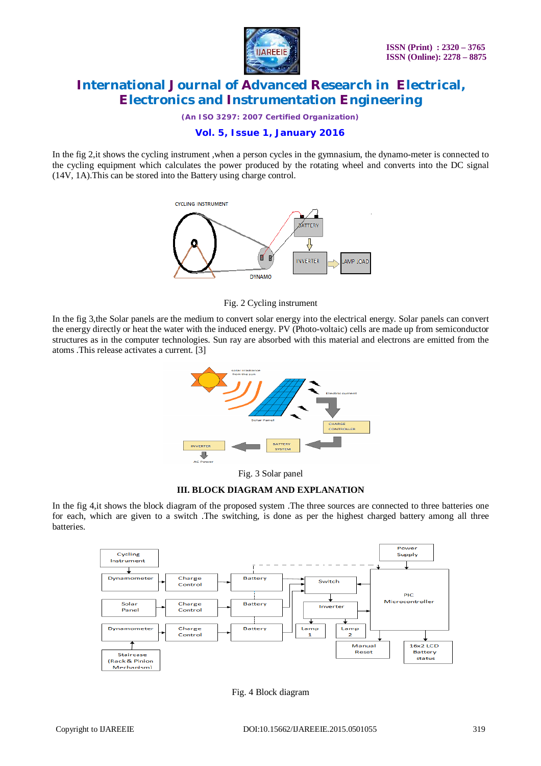In the fig 2,it shows the cycling instrument ,when a person cycles in the gymnasium, the dynamo-meter is connected to the cycling equipment which calculates the power produced by the rotating wheel and converts into the DC signal (14V, 1A).This can be stored into the Battery using charge control.

Fig. 2 Cycling instrument

In the fig 3,the Solar panels are the medium to convert solar energy into the electrical energy. Solar panels can convert the energy directly or heat the water with the induced energy. PV (Photo-voltaic) cells are made up from semiconductor structures as in the computer technologies. Sun ray are absorbed with this material and electrons are emitted from the atoms .This release activates a current. [3]

Fig. 3 Solar panel

## III. BLOCK DIAGRAM AND EXPLANATION

In the fig 4,it shows the block diagram of the proposed system .The three sources are connected to three batteries one for each, which are given to a switch .The switching, is done as per the highest charged battery among all three batteries.

Fig. 4 Block diagram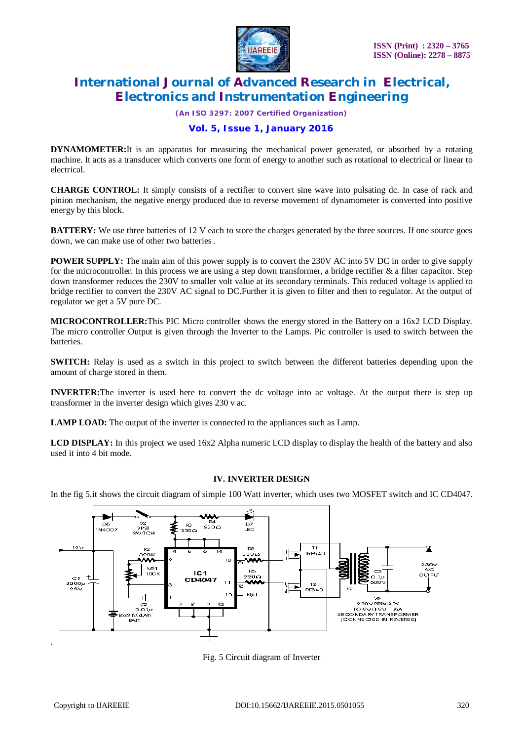**DYNAMOMETER:**It is an apparatus for measuring the mechanical power generated, or absorbed by a rotating machine. It acts as a transducer which converts one form of energy to another such as rotational to electrical or linear to electrical.

**CHARGE CONTROL:** It simply consists of a rectifier to convert sine wave into pulsating dc. In case of rack and pinion mechanism, the negative energy produced due to reverse movement of dynamometer is converted into positive energy by this block.

**BATTERY:** We use three batteries of 12 V each to store the charges generated by the three sources. If one source goes down, we can make use of other two batteries .

**POWER SUPPLY:** The main aim of this power supply is to convert the 230V AC into 5V DC in order to give supply for the microcontroller. In this process we are using a step down transformer, a bridge rectifier & a filter capacitor. Step down transformer reduces the 230V to smaller volt value at its secondary terminals. This reduced voltage is applied to bridge rectifier to convert the 230V AC signal to DC.Further it is given to filter and then to regulator. At the output of regulator we get a 5V pure DC.

**MICROCONTROLLER:**This PIC Micro controller shows the energy stored in the Battery on a 16x2 LCD Display. The micro controller Output is given through the Inverter to the Lamps. Pic controller is used to switch between the batteries.

**SWITCH:** Relay is used as a switch in this project to switch between the different batteries depending upon the amount of charge stored in them.

**INVERTER:**The inverter is used here to convert the dc voltage into ac voltage. At the output there is step up transformer in the inverter design which gives 230 v ac.

**LAMP LOAD:** The output of the inverter is connected to the appliances such as Lamp.

**LCD DISPLAY:** In this project we used 16x2 Alpha numeric LCD display to display the health of the battery and also used it into 4 bit mode.

## IV. INVERTER DESIGN

In the fig 5,it shows the circuit diagram of simple 100 Watt inverter, which uses two MOSFET switch and IC CD4047.

Fig. 5 Circuit diagram of Inverter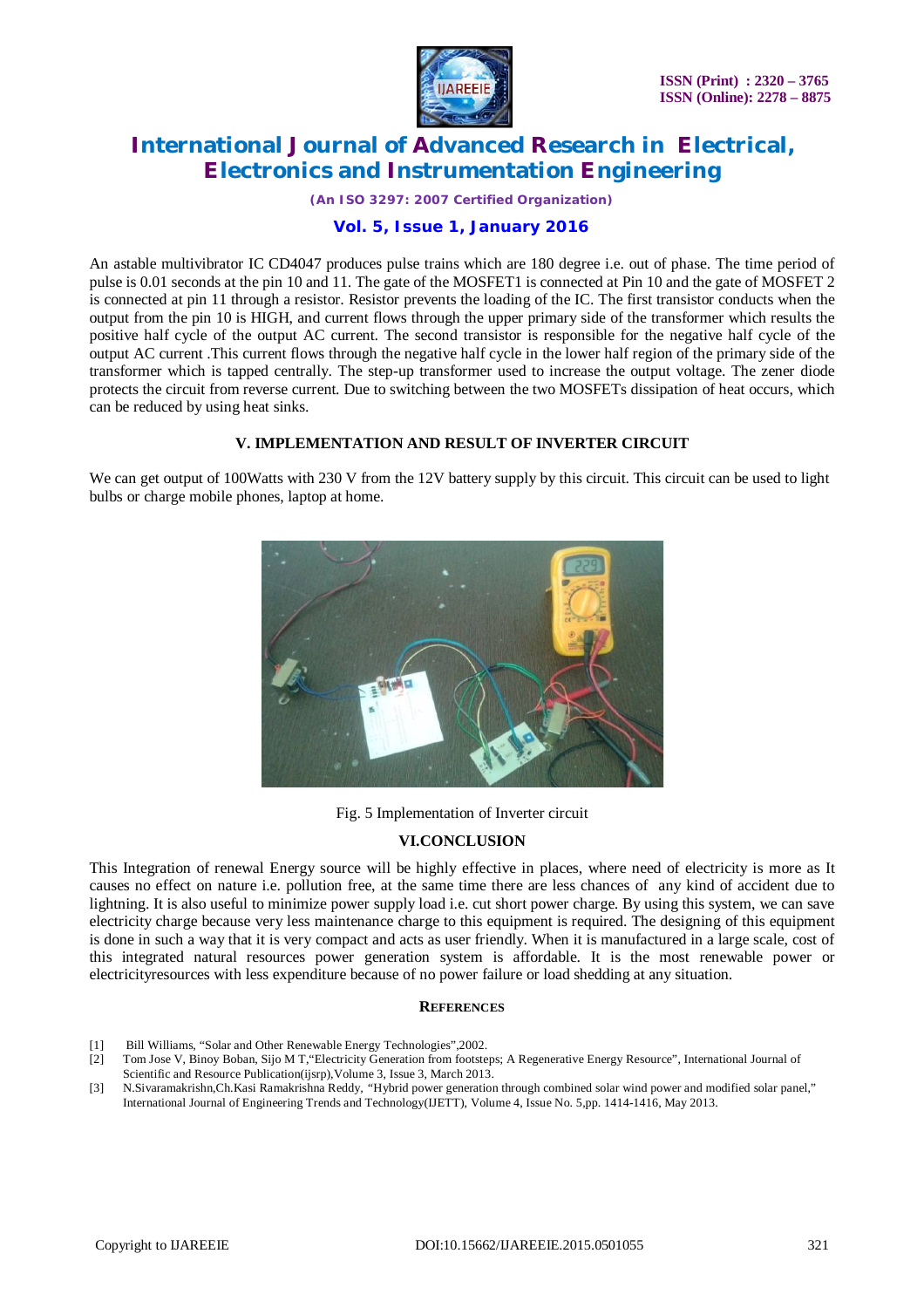An astable multivibrator IC CD4047 produces pulse trains which are 180 degree i.e. out of phase. The time period of pulse is 0.01 seconds at the pin 10 and 11. The gate of the MOSFET1 is connected at Pin 10 and the gate of MOSFET 2 is connected at pin 11 through a resistor. Resistor prevents the loading of the IC. The first transistor conducts when the output from the pin 10 is HIGH, and current flows through the upper primary side of the transformer which results the positive half cycle of the output AC current. The second transistor is responsible for the negative half cycle of the output AC current .This current flows through the negative half cycle in the lower half region of the primary side of the transformer which is tapped centrally. The step-up transformer used to increase the output voltage. The zener diode protects the circuit from reverse current. Due to switching between the two MOSFETs dissipation of heat occurs, which can be reduced by using heat sinks.

## V. IMPLEMENTATION AND RESULT OF INVERTER CIRCUIT

We can get output of 100Watts with 230 V from the 12V battery supply by this circuit. This circuit can be used to light bulbs or charge mobile phones, laptop at home.

Fig. 5 Implementation of Inverter circuit

## VI.CONCLUSION

This Integration of renewal Energy source will be highly effective in places, where need of electricity is more as It causes no effect on nature i.e. pollution free, at the same time there are less chances of any kind of accident due to lightning. It is also useful to minimize power supply load i.e. cut short power charge. By using this system, we can save electricity charge because very less maintenance charge to this equipment is required. The designing of this equipment is done in such a way that it is very compact and acts as user friendly. When it is manufactured in a large scale, cost of this integrated natural resources power generation system is affordable. It is the most renewable power or electricityresources with less expenditure because of no power failure or load shedding at any situation.

## REFERENCES

[1] Bill Williams, "Solar and Other Renewable Energy Technologies",2002.

[2] Tom Jose V, Binoy Boban, Sijo M T,"Electricity Generation from footsteps; A Regenerative Energy Resource", International Journal of Scientific and Resource Publication(ijsrp),Volume 3, Issue 3, March 2013.

[3] N.Sivaramakrishn,Ch.Kasi Ramakrishna Reddy, "Hybrid power generation through combined solar wind power and modified solar panel," International Journal of Engineering Trends and Technology(IJETT), Volume 4, Issue No. 5,pp. 1414-1416, May 2013.